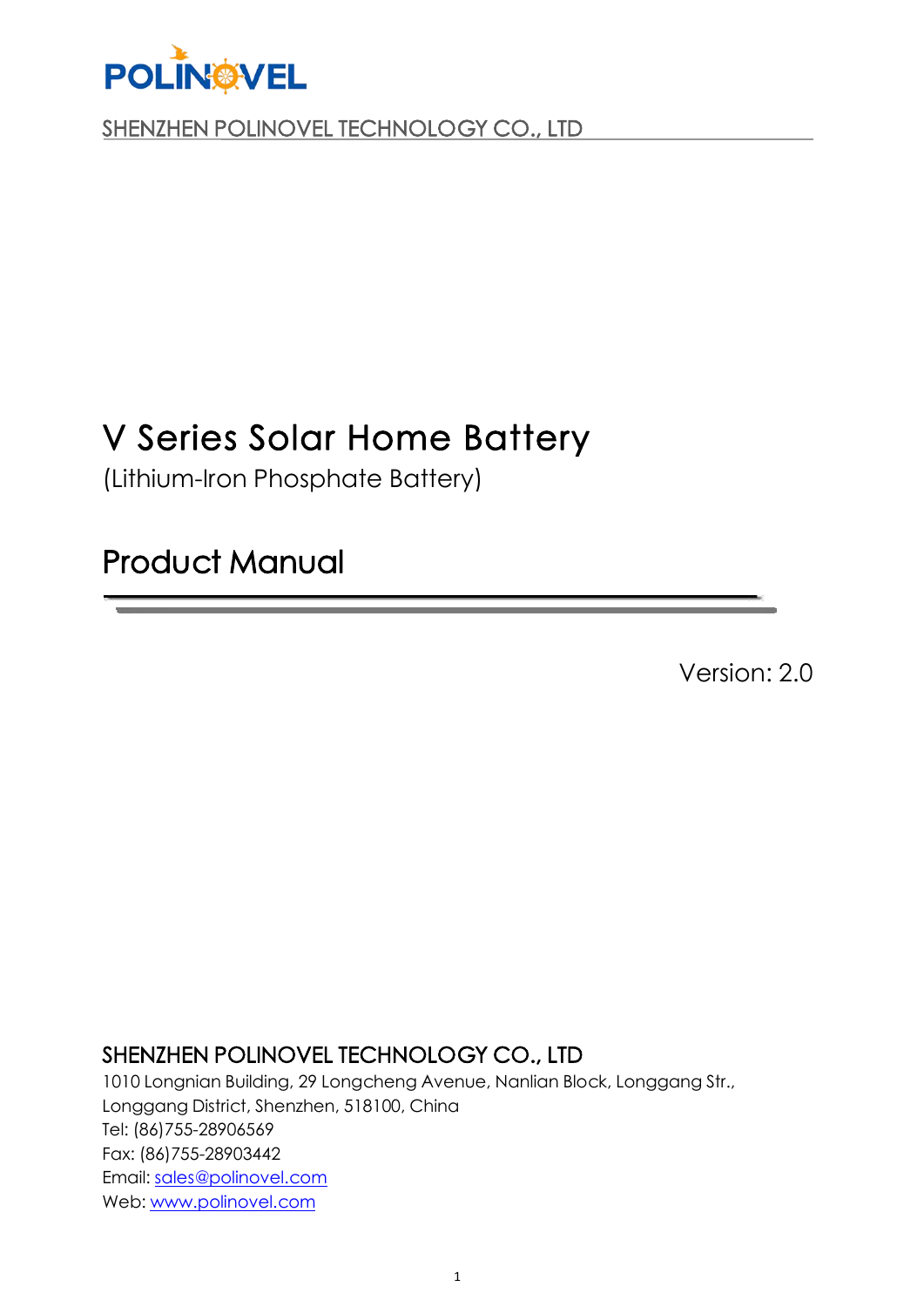POLINOVEL

SHENZHEN POLINOVEL TECHNOLOGY CO., LTD

# V Series Solar Home Battery

(Lithium-Iron Phosphate Battery)

# Product Manual

Version: 2.0

**SHENZHEN POLINOVEL TECHNOLOGY CO., LTD**

1010 Longnian Building, 29 Longcheng Avenue, Nanlian Block, Longgang Str.,
Longgang District, Shenzhen, 518100, China

Tel: (86)755-28906569

Fax: (86)755-28903442

Email: sales@polinovel.com

Web: www.polinovel.com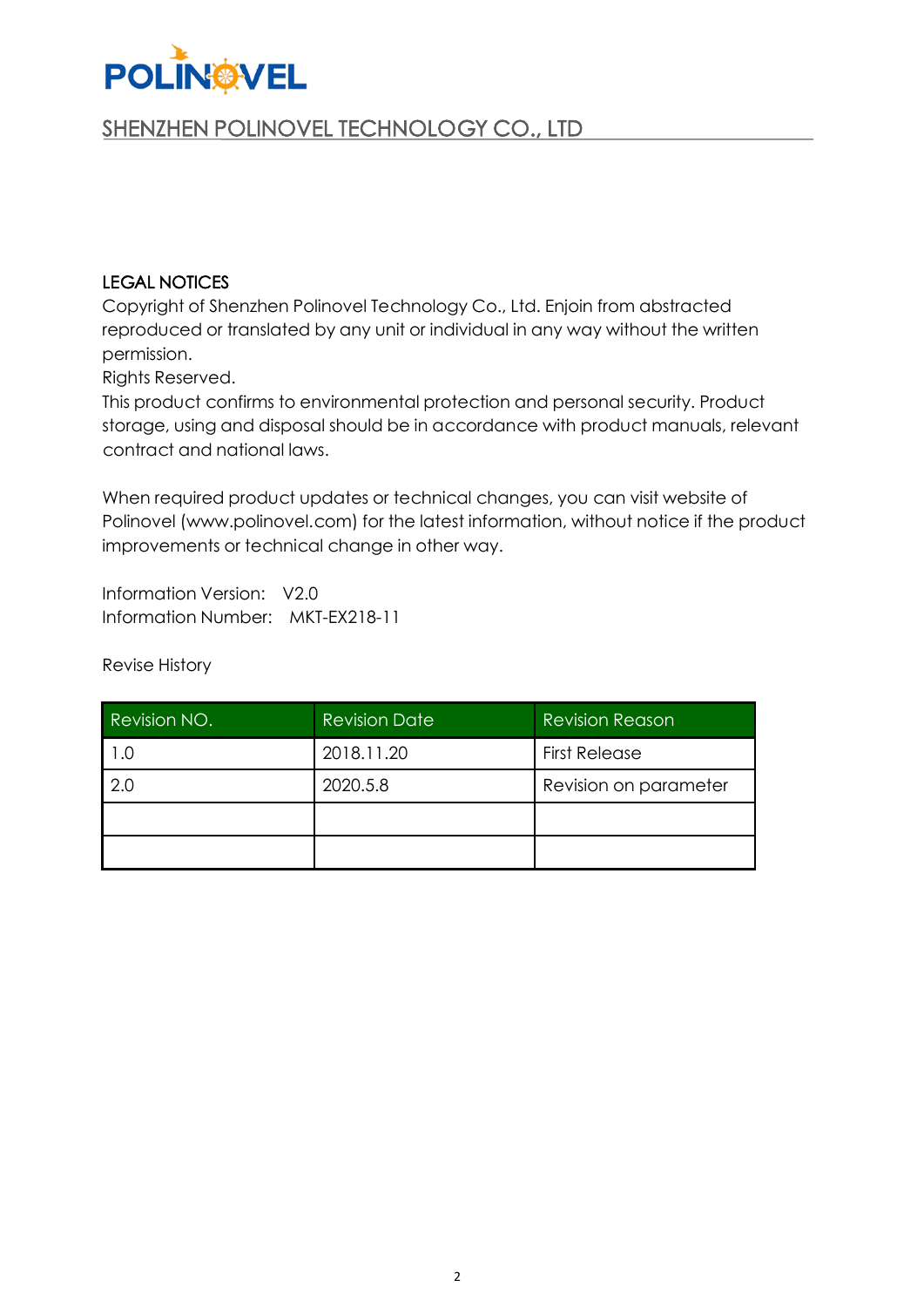POLINOVEL

SHENZHEN POLINOVEL TECHNOLOGY CO., LTD

## LEGAL NOTICES

Copyright of Shenzhen Polinovel Technology Co., Ltd. Enjoin from abstracted reproduced or translated by any unit or individual in any way without the written permission.

Rights Reserved.

This product confirms to environmental protection and personal security. Product storage, using and disposal should be in accordance with product manuals, relevant contract and national laws.

When required product updates or technical changes, you can visit website of Polinovel (www.polinovel.com) for the latest information, without notice if the product improvements or technical change in other way.

Information Version: V2.0
Information Number: MKT-EX218-11

Revise History

| Revision NO. | Revision Date | Revision Reason |
|---|---|---|
| 1.0 | 2018.11.20 | First Release |
| 2.0 | 2020.5.8 | Revision on parameter |
| | | |
| | | |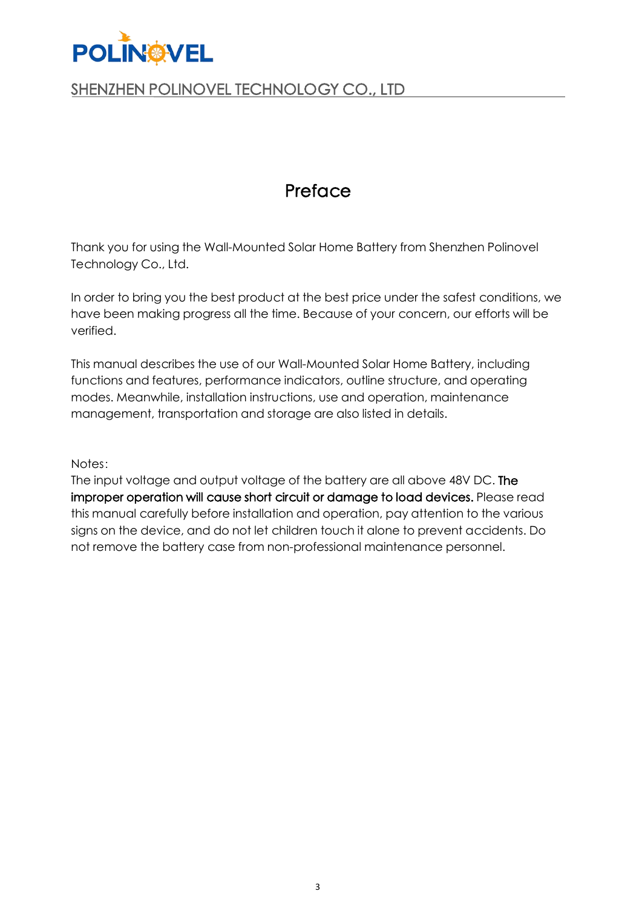# Preface

Thank you for using the Wall-Mounted Solar Home Battery from Shenzhen Polinovel Technology Co., Ltd.

In order to bring you the best product at the best price under the safest conditions, we have been making progress all the time. Because of your concern, our efforts will be verified.

This manual describes the use of our Wall-Mounted Solar Home Battery, including functions and features, performance indicators, outline structure, and operating modes. Meanwhile, installation instructions, use and operation, maintenance management, transportation and storage are also listed in details.

Notes:

The input voltage and output voltage of the battery are all above 48V DC. **The improper operation will cause short circuit or damage to load devices.** Please read this manual carefully before installation and operation, pay attention to the various signs on the device, and do not let children touch it alone to prevent accidents. Do not remove the battery case from non-professional maintenance personnel.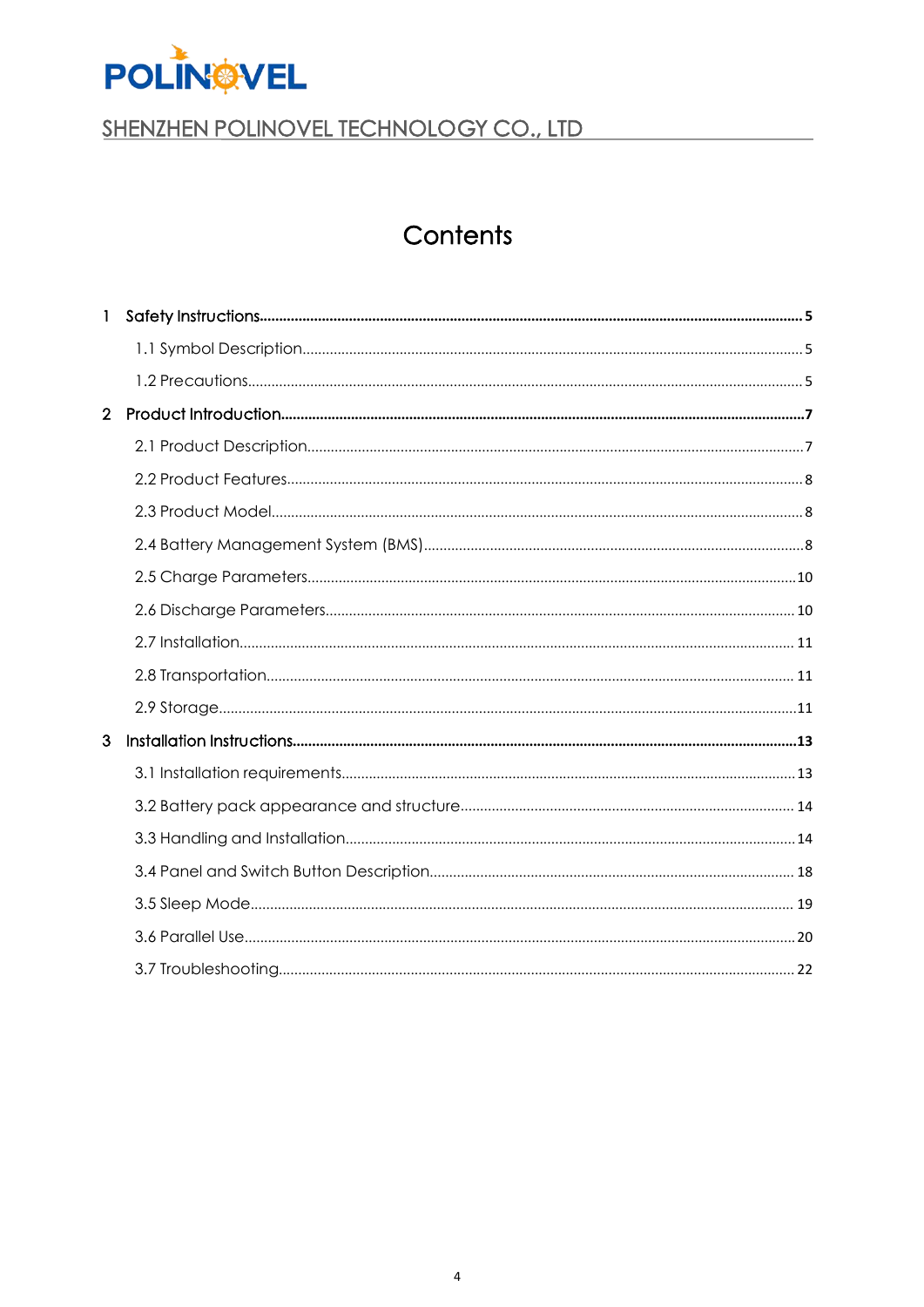# Contents

1 Safety Instructions........................................................................................................ 5

1.1 Symbol Description........................................................................................................ 5

1.2 Precautions........................................................................................................ 5

2 Product Introduction........................................................................................................ 7

2.1 Product Description........................................................................................................ 7

2.2 Product Features........................................................................................................ 8

2.3 Product Model........................................................................................................ 8

2.4 Battery Management System (BMS)........................................................................................................ 8

2.5 Charge Parameters........................................................................................................ 10

2.6 Discharge Parameters........................................................................................................ 10

2.7 Installation........................................................................................................ 11

2.8 Transportation........................................................................................................ 11

2.9 Storage........................................................................................................ 11

3 Installation Instructions........................................................................................................ 13

3.1 Installation requirements........................................................................................................ 13

3.2 Battery pack appearance and structure........................................................................................................ 14

3.3 Handling and Installation........................................................................................................ 14

3.4 Panel and Switch Button Description........................................................................................................ 18

3.5 Sleep Mode........................................................................................................ 19

3.6 Parallel Use........................................................................................................ 20

3.7 Troubleshooting........................................................................................................ 22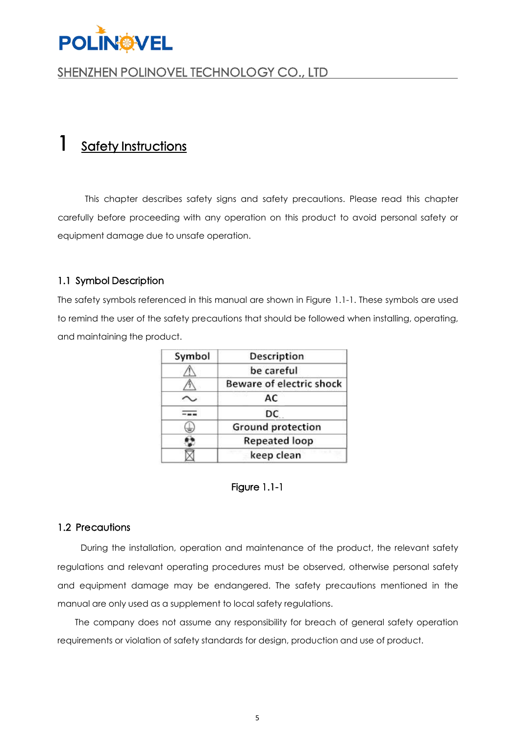# 1 Safety Instructions

This chapter describes safety signs and safety precautions. Please read this chapter carefully before proceeding with any operation on this product to avoid personal safety or equipment damage due to unsafe operation.

## 1.1 Symbol Description

The safety symbols referenced in this manual are shown in Figure 1.1-1. These symbols are used to remind the user of the safety precautions that should be followed when installing, operating, and maintaining the product.

| Symbol | Description |
|---|---|
| ⚠ | be careful |
| ⚠ | Beware of electric shock |
| ∼ | AC |
| ⎓ | DC |
| ⏚ | Ground protection |
| ♻ | Repeated loop |
| ⊠ | keep clean |

Figure 1.1-1

## 1.2 Precautions

During the installation, operation and maintenance of the product, the relevant safety regulations and relevant operating procedures must be observed, otherwise personal safety and equipment damage may be endangered. The safety precautions mentioned in the manual are only used as a supplement to local safety regulations.

The company does not assume any responsibility for breach of general safety operation requirements or violation of safety standards for design, production and use of product.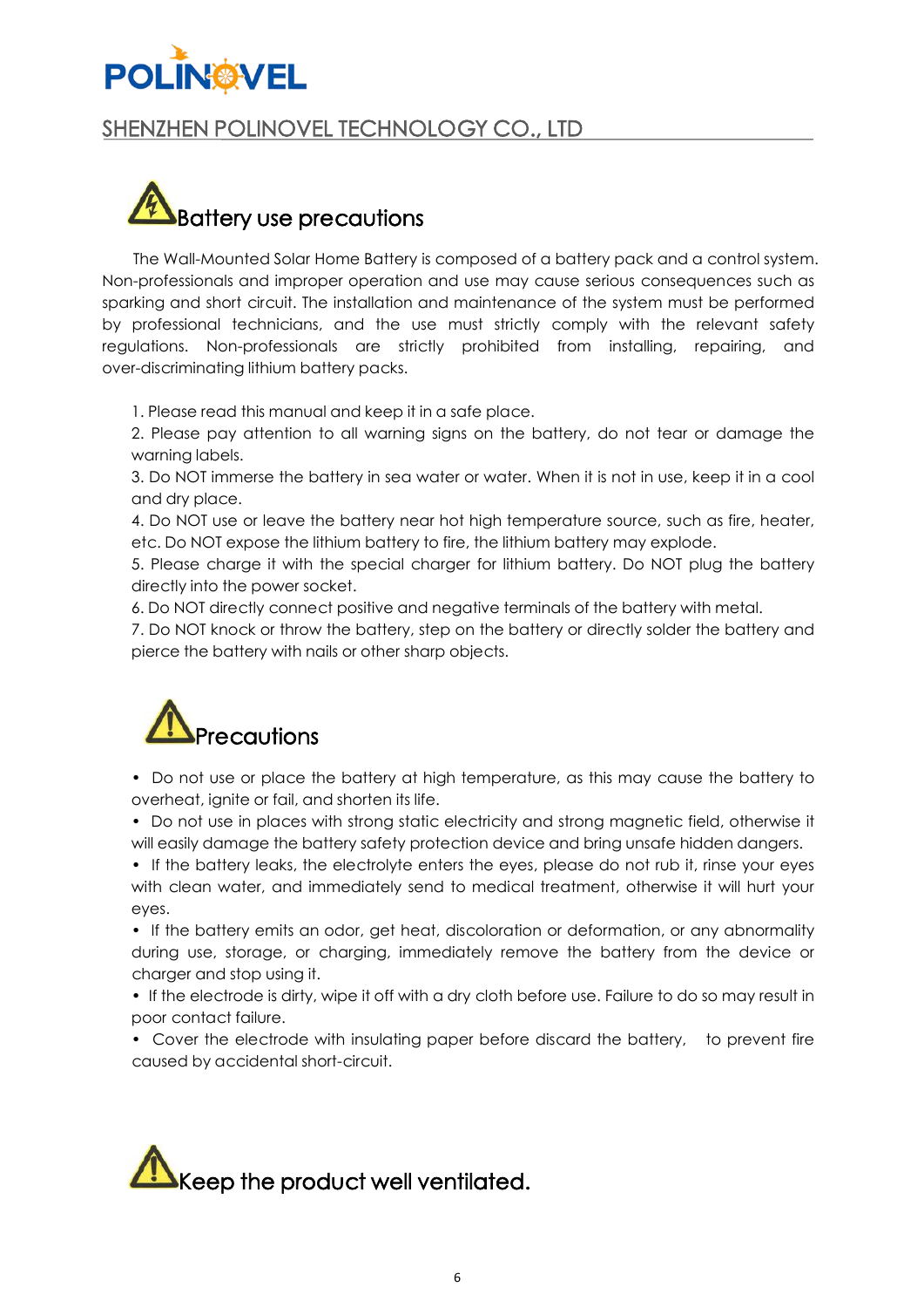## Battery use precautions

The Wall-Mounted Solar Home Battery is composed of a battery pack and a control system. Non-professionals and improper operation and use may cause serious consequences such as sparking and short circuit. The installation and maintenance of the system must be performed by professional technicians, and the use must strictly comply with the relevant safety regulations. Non-professionals are strictly prohibited from installing, repairing, and over-discriminating lithium battery packs.

1. Please read this manual and keep it in a safe place.
2. Please pay attention to all warning signs on the battery, do not tear or damage the warning labels.
3. Do NOT immerse the battery in sea water or water. When it is not in use, keep it in a cool and dry place.
4. Do NOT use or leave the battery near hot high temperature source, such as fire, heater, etc. Do NOT expose the lithium battery to fire, the lithium battery may explode.
5. Please charge it with the special charger for lithium battery. Do NOT plug the battery directly into the power socket.
6. Do NOT directly connect positive and negative terminals of the battery with metal.
7. Do NOT knock or throw the battery, step on the battery or directly solder the battery and pierce the battery with nails or other sharp objects.

## Precautions

- Do not use or place the battery at high temperature, as this may cause the battery to overheat, ignite or fail, and shorten its life.
- Do not use in places with strong static electricity and strong magnetic field, otherwise it will easily damage the battery safety protection device and bring unsafe hidden dangers.
- If the battery leaks, the electrolyte enters the eyes, please do not rub it, rinse your eyes with clean water, and immediately send to medical treatment, otherwise it will hurt your eyes.
- If the battery emits an odor, get heat, discoloration or deformation, or any abnormality during use, storage, or charging, immediately remove the battery from the device or charger and stop using it.
- If the electrode is dirty, wipe it off with a dry cloth before use. Failure to do so may result in poor contact failure.
- Cover the electrode with insulating paper before discard the battery, to prevent fire caused by accidental short-circuit.

## Keep the product well ventilated.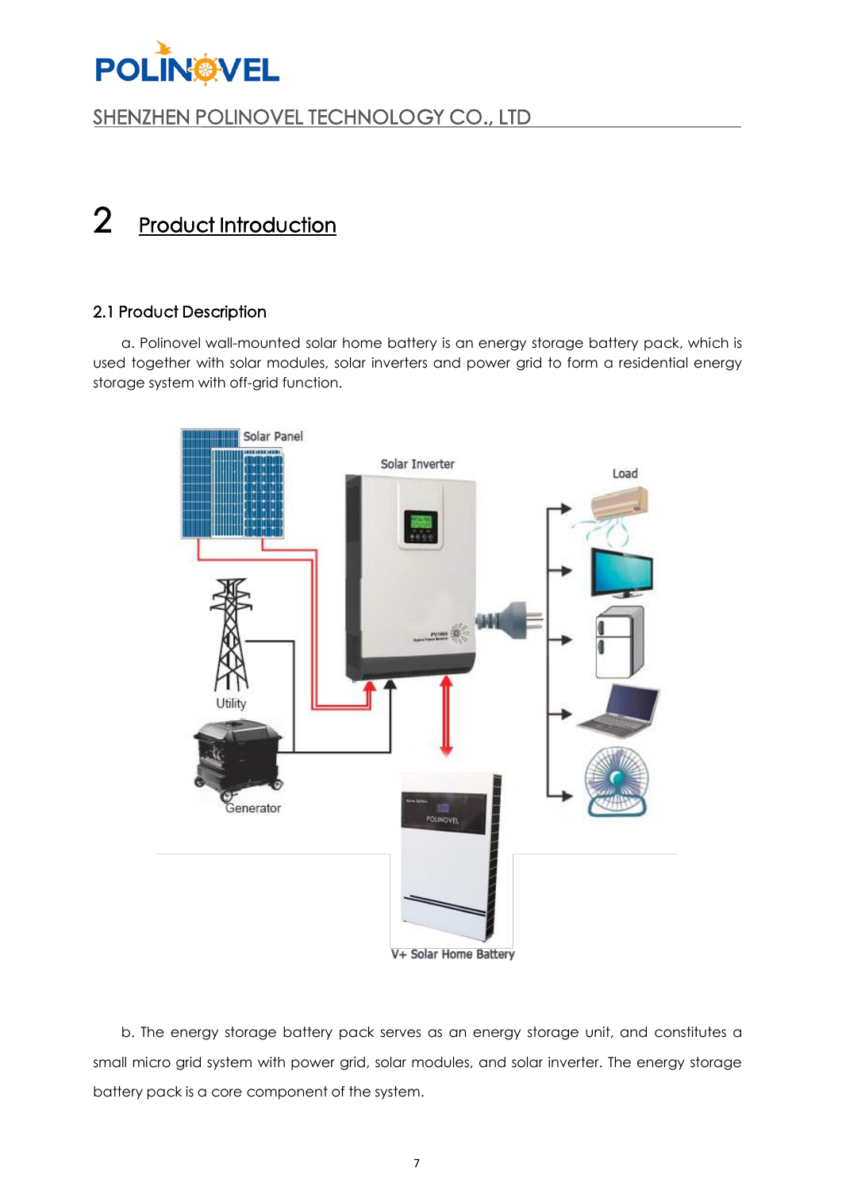# 2 Product Introduction

## 2.1 Product Description

a. Polinovel wall-mounted solar home battery is an energy storage battery pack, which is used together with solar modules, solar inverters and power grid to form a residential energy storage system with off-grid function.

b. The energy storage battery pack serves as an energy storage unit, and constitutes a small micro grid system with power grid, solar modules, and solar inverter. The energy storage battery pack is a core component of the system.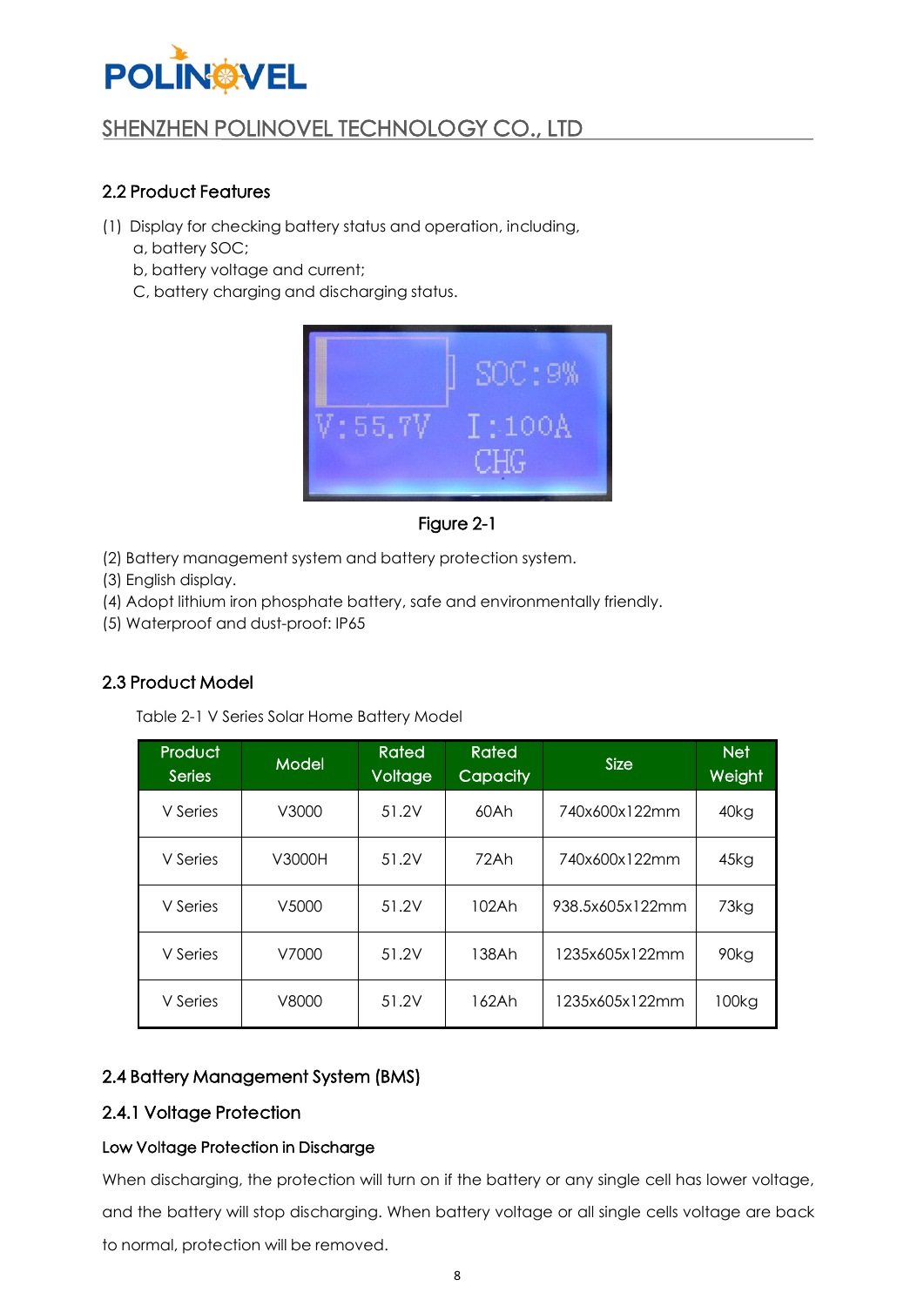## 2.2 Product Features

(1) Display for checking battery status and operation, including,
  a, battery SOC;
  b, battery voltage and current;
  C, battery charging and discharging status.

Figure 2-1

(2) Battery management system and battery protection system.
(3) English display.
(4) Adopt lithium iron phosphate battery, safe and environmentally friendly.
(5) Waterproof and dust-proof: IP65

## 2.3 Product Model

Table 2-1 V Series Solar Home Battery Model

| Product Series | Model | Rated Voltage | Rated Capacity | Size | Net Weight |
|---|---|---|---|---|---|
| V Series | V3000 | 51.2V | 60Ah | 740x600x122mm | 40kg |
| V Series | V3000H | 51.2V | 72Ah | 740x600x122mm | 45kg |
| V Series | V5000 | 51.2V | 102Ah | 938.5x605x122mm | 73kg |
| V Series | V7000 | 51.2V | 138Ah | 1235x605x122mm | 90kg |
| V Series | V8000 | 51.2V | 162Ah | 1235x605x122mm | 100kg |

## 2.4 Battery Management System (BMS)

### 2.4.1 Voltage Protection

#### Low Voltage Protection in Discharge

When discharging, the protection will turn on if the battery or any single cell has lower voltage, and the battery will stop discharging. When battery voltage or all single cells voltage are back to normal, protection will be removed.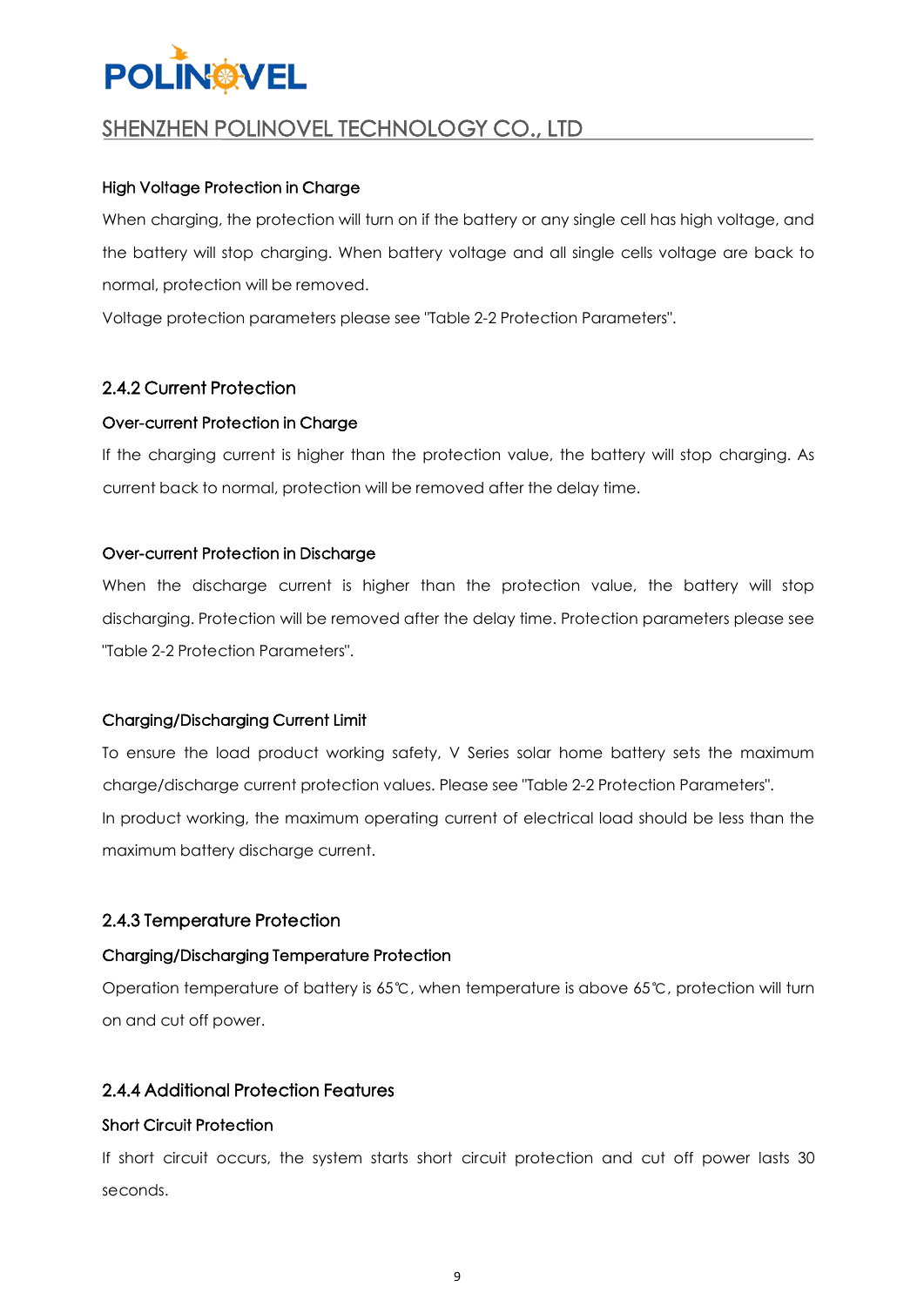#### High Voltage Protection in Charge

When charging, the protection will turn on if the battery or any single cell has high voltage, and the battery will stop charging. When battery voltage and all single cells voltage are back to normal, protection will be removed.

Voltage protection parameters please see "Table 2-2 Protection Parameters".

### 2.4.2 Current Protection

#### Over-current Protection in Charge

If the charging current is higher than the protection value, the battery will stop charging. As current back to normal, protection will be removed after the delay time.

#### Over-current Protection in Discharge

When the discharge current is higher than the protection value, the battery will stop discharging. Protection will be removed after the delay time. Protection parameters please see "Table 2-2 Protection Parameters".

#### Charging/Discharging Current Limit

To ensure the load product working safety, V Series solar home battery sets the maximum charge/discharge current protection values. Please see "Table 2-2 Protection Parameters".

In product working, the maximum operating current of electrical load should be less than the maximum battery discharge current.

### 2.4.3 Temperature Protection

#### Charging/Discharging Temperature Protection

Operation temperature of battery is 65℃, when temperature is above 65℃, protection will turn on and cut off power.

### 2.4.4 Additional Protection Features

#### Short Circuit Protection

If short circuit occurs, the system starts short circuit protection and cut off power lasts 30 seconds.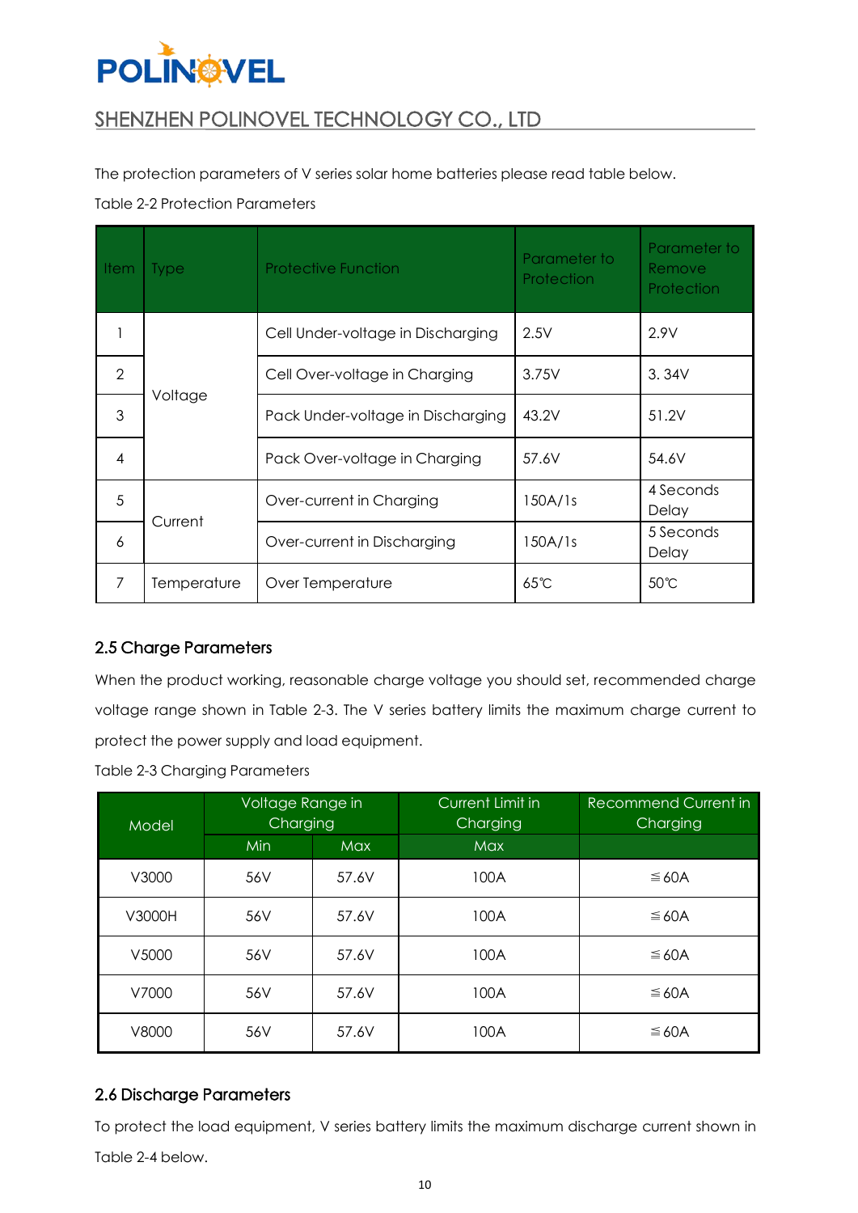# SHENZHEN POLINOVEL TECHNOLOGY CO., LTD

The protection parameters of V series solar home batteries please read table below.

Table 2-2 Protection Parameters

| Item | Type | Protective Function | Parameter to Protection | Parameter to Remove Protection |
|---|---|---|---|---|
| 1 | Voltage | Cell Under-voltage in Discharging | 2.5V | 2.9V |
| 2 | | Cell Over-voltage in Charging | 3.75V | 3. 34V |
| 3 | | Pack Under-voltage in Discharging | 43.2V | 51.2V |
| 4 | | Pack Over-voltage in Charging | 57.6V | 54.6V |
| 5 | Current | Over-current in Charging | 150A/1s | 4 Seconds Delay |
| 6 | | Over-current in Discharging | 150A/1s | 5 Seconds Delay |
| 7 | Temperature | Over Temperature | 65℃ | 50℃ |

## 2.5 Charge Parameters

When the product working, reasonable charge voltage you should set, recommended charge voltage range shown in Table 2-3. The V series battery limits the maximum charge current to protect the power supply and load equipment.

Table 2-3 Charging Parameters

| Model | Voltage Range in Charging | | Current Limit in Charging | Recommend Current in Charging |
|---|---|---|---|---|
| | Min | Max | Max | |
| V3000 | 56V | 57.6V | 100A | ≦60A |
| V3000H | 56V | 57.6V | 100A | ≦60A |
| V5000 | 56V | 57.6V | 100A | ≦60A |
| V7000 | 56V | 57.6V | 100A | ≦60A |
| V8000 | 56V | 57.6V | 100A | ≦60A |

## 2.6 Discharge Parameters

To protect the load equipment, V series battery limits the maximum discharge current shown in Table 2-4 below.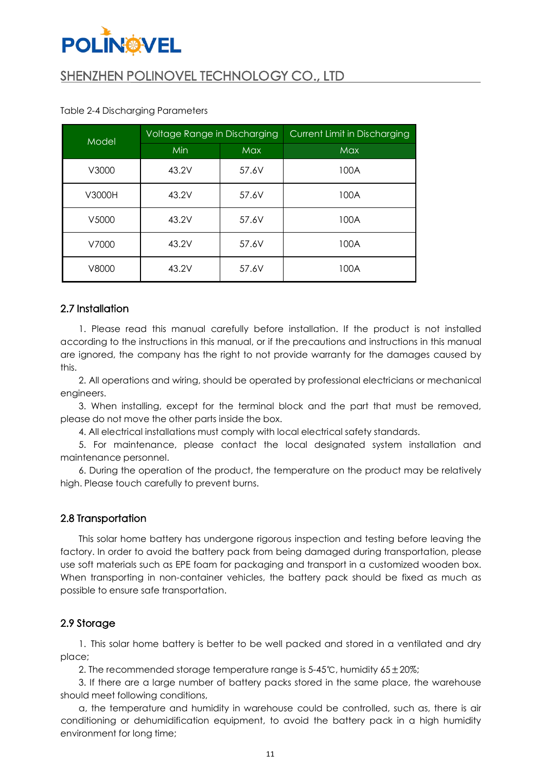Table 2-4 Discharging Parameters

| Model | Voltage Range in Discharging | | Current Limit in Discharging |
|---|---|---|---|
| | Min | Max | Max |
| V3000 | 43.2V | 57.6V | 100A |
| V3000H | 43.2V | 57.6V | 100A |
| V5000 | 43.2V | 57.6V | 100A |
| V7000 | 43.2V | 57.6V | 100A |
| V8000 | 43.2V | 57.6V | 100A |

## 2.7 Installation

1. Please read this manual carefully before installation. If the product is not installed according to the instructions in this manual, or if the precautions and instructions in this manual are ignored, the company has the right to not provide warranty for the damages caused by this.

2. All operations and wiring, should be operated by professional electricians or mechanical engineers.

3. When installing, except for the terminal block and the part that must be removed, please do not move the other parts inside the box.

4. All electrical installations must comply with local electrical safety standards.

5. For maintenance, please contact the local designated system installation and maintenance personnel.

6. During the operation of the product, the temperature on the product may be relatively high. Please touch carefully to prevent burns.

## 2.8 Transportation

This solar home battery has undergone rigorous inspection and testing before leaving the factory. In order to avoid the battery pack from being damaged during transportation, please use soft materials such as EPE foam for packaging and transport in a customized wooden box. When transporting in non-container vehicles, the battery pack should be fixed as much as possible to ensure safe transportation.

## 2.9 Storage

1. This solar home battery is better to be well packed and stored in a ventilated and dry place;

2. The recommended storage temperature range is 5-45℃, humidity 65±20%;

3. If there are a large number of battery packs stored in the same place, the warehouse should meet following conditions,

a, the temperature and humidity in warehouse could be controlled, such as, there is air conditioning or dehumidification equipment, to avoid the battery pack in a high humidity environment for long time;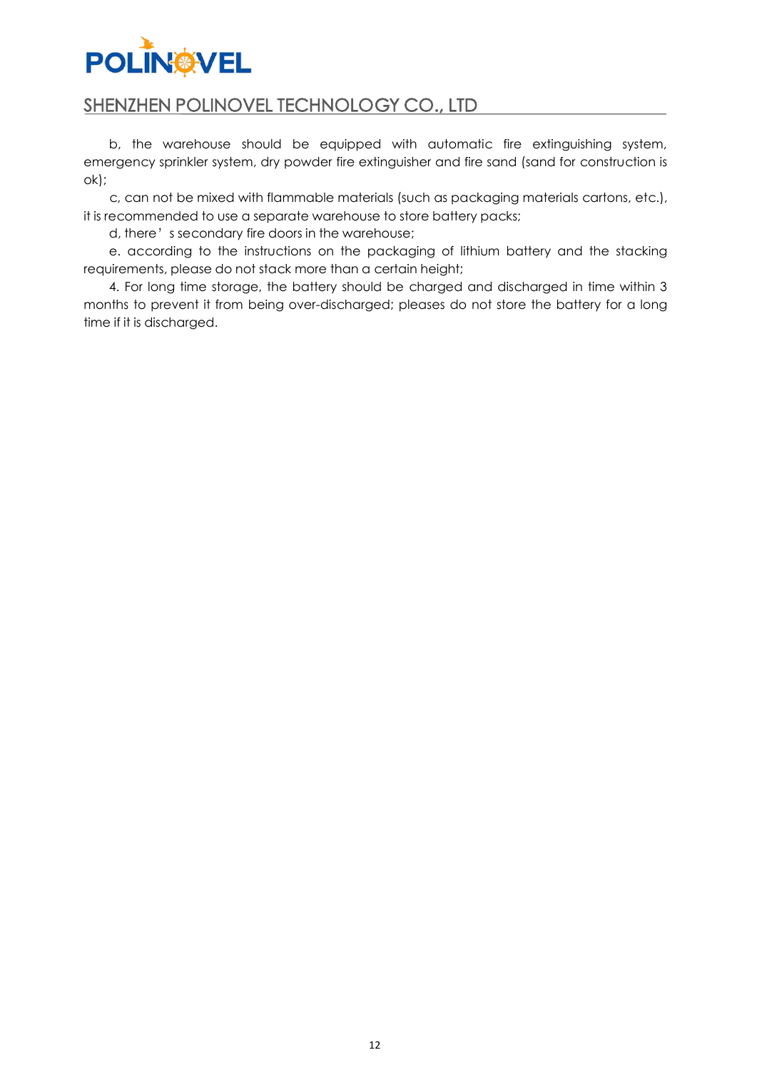b, the warehouse should be equipped with automatic fire extinguishing system, emergency sprinkler system, dry powder fire extinguisher and fire sand (sand for construction is ok);

c, can not be mixed with flammable materials (such as packaging materials cartons, etc.), it is recommended to use a separate warehouse to store battery packs;

d, there' s secondary fire doors in the warehouse;

e. according to the instructions on the packaging of lithium battery and the stacking requirements, please do not stack more than a certain height;

4. For long time storage, the battery should be charged and discharged in time within 3 months to prevent it from being over-discharged; pleases do not store the battery for a long time if it is discharged.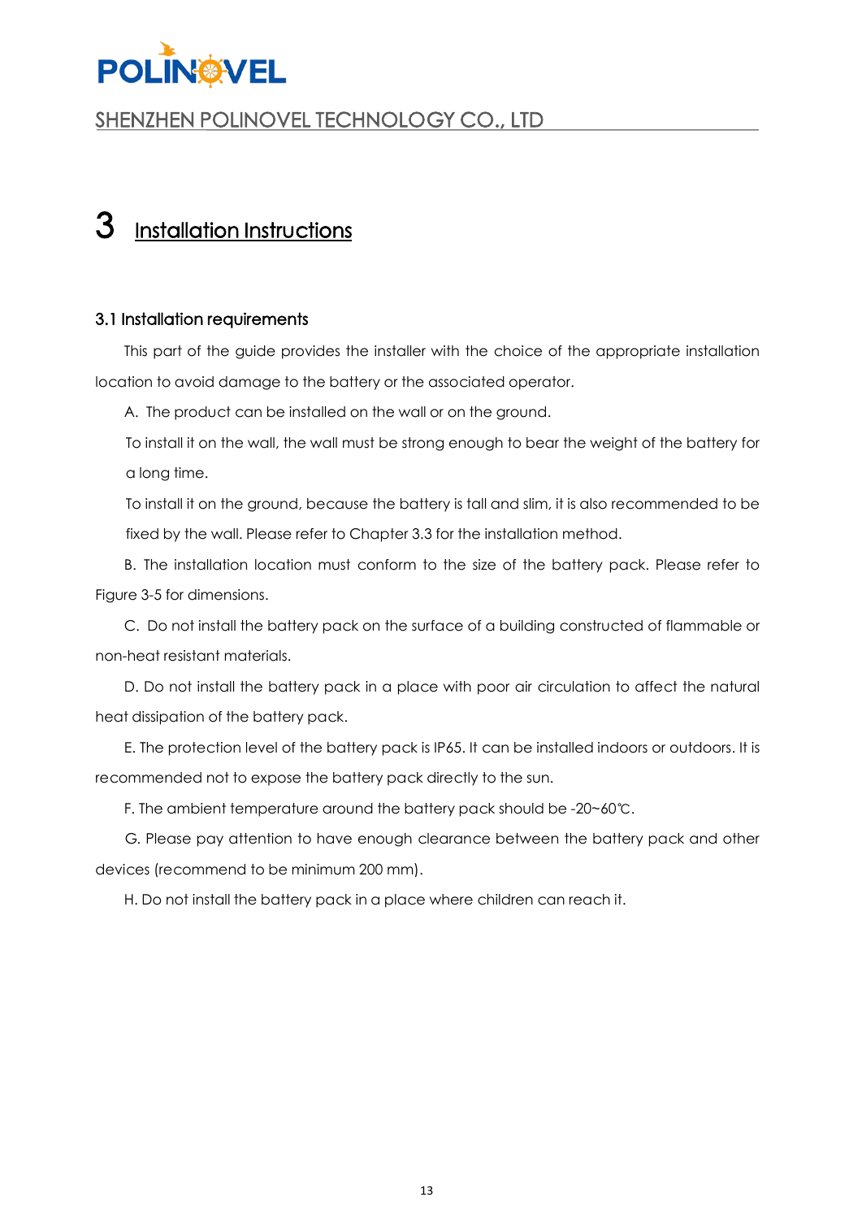# 3 Installation Instructions

## 3.1 Installation requirements

This part of the guide provides the installer with the choice of the appropriate installation location to avoid damage to the battery or the associated operator.

A. The product can be installed on the wall or on the ground.

To install it on the wall, the wall must be strong enough to bear the weight of the battery for a long time.

To install it on the ground, because the battery is tall and slim, it is also recommended to be fixed by the wall. Please refer to Chapter 3.3 for the installation method.

B. The installation location must conform to the size of the battery pack. Please refer to Figure 3-5 for dimensions.

C. Do not install the battery pack on the surface of a building constructed of flammable or non-heat resistant materials.

D. Do not install the battery pack in a place with poor air circulation to affect the natural heat dissipation of the battery pack.

E. The protection level of the battery pack is IP65. It can be installed indoors or outdoors. It is recommended not to expose the battery pack directly to the sun.

F. The ambient temperature around the battery pack should be -20~60℃.

G. Please pay attention to have enough clearance between the battery pack and other devices (recommend to be minimum 200 mm).

H. Do not install the battery pack in a place where children can reach it.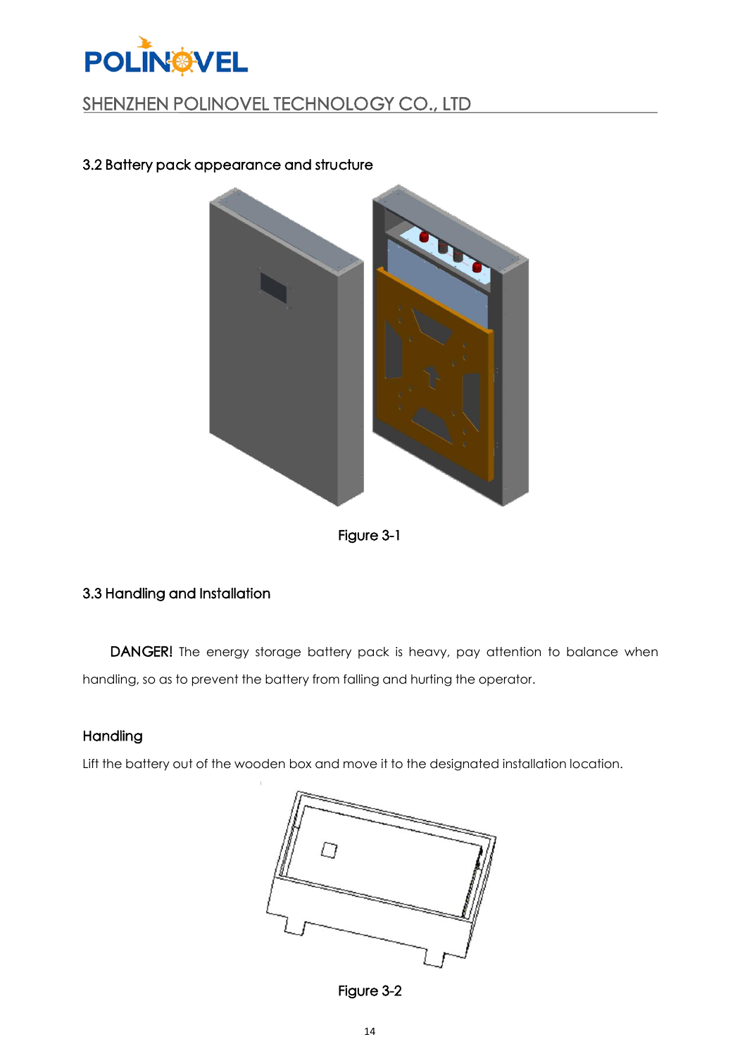## 3.2 Battery pack appearance and structure

Figure 3-1

## 3.3 Handling and Installation

**DANGER!** The energy storage battery pack is heavy, pay attention to balance when handling, so as to prevent the battery from falling and hurting the operator.

### Handling

Lift the battery out of the wooden box and move it to the designated installation location.

Figure 3-2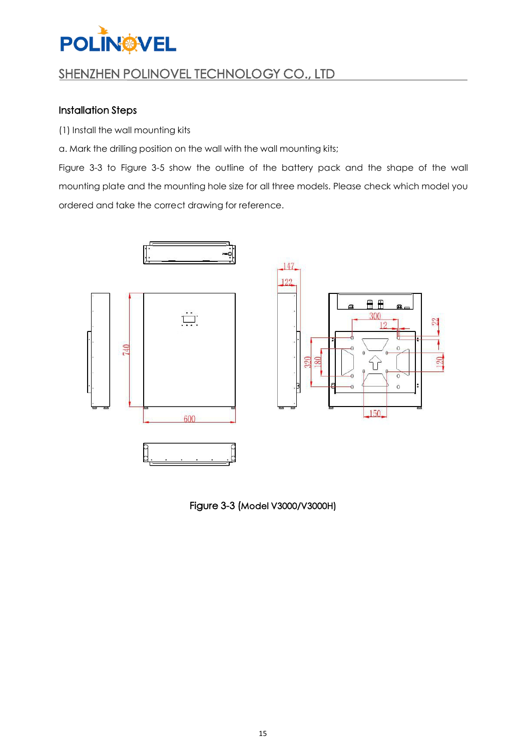### Installation Steps

(1) Install the wall mounting kits

a. Mark the drilling position on the wall with the wall mounting kits;

Figure 3-3 to Figure 3-5 show the outline of the battery pack and the shape of the wall mounting plate and the mounting hole size for all three models. Please check which model you ordered and take the correct drawing for reference.

Figure 3-3 (Model V3000/V3000H)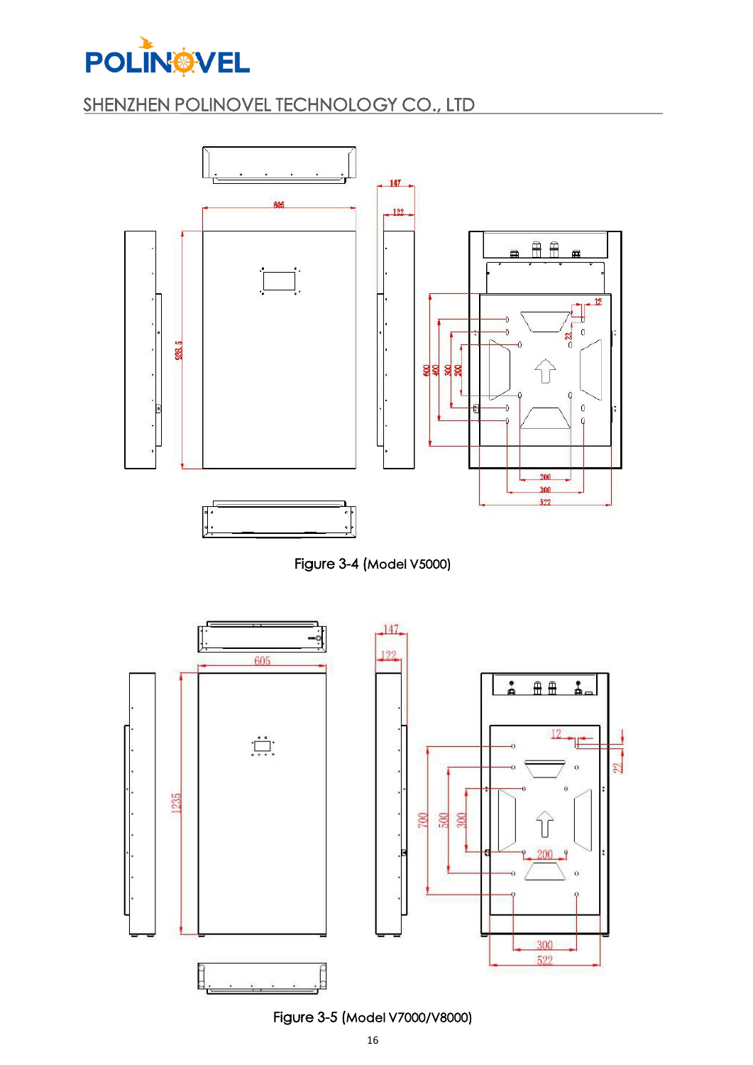Figure 3-4 (Model V5000)

Figure 3-5 (Model V7000/V8000)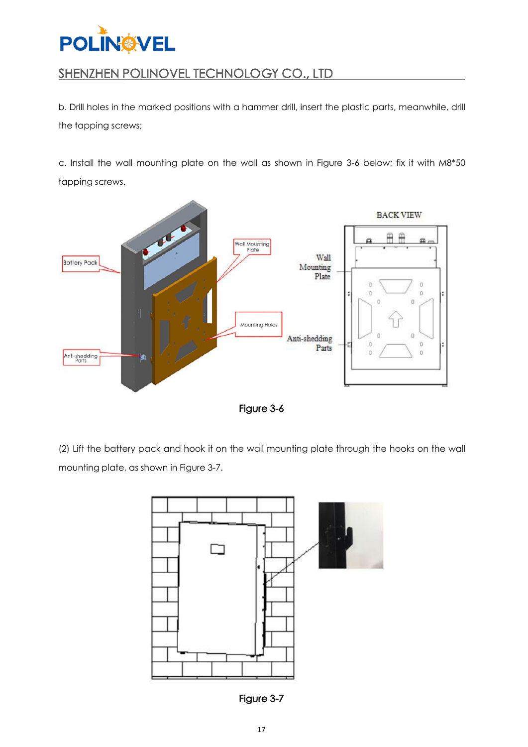b. Drill holes in the marked positions with a hammer drill, insert the plastic parts, meanwhile, drill the tapping screws;

c. Install the wall mounting plate on the wall as shown in Figure 3-6 below; fix it with M8*50 tapping screws.

Figure 3-6

(2) Lift the battery pack and hook it on the wall mounting plate through the hooks on the wall mounting plate, as shown in Figure 3-7.

Figure 3-7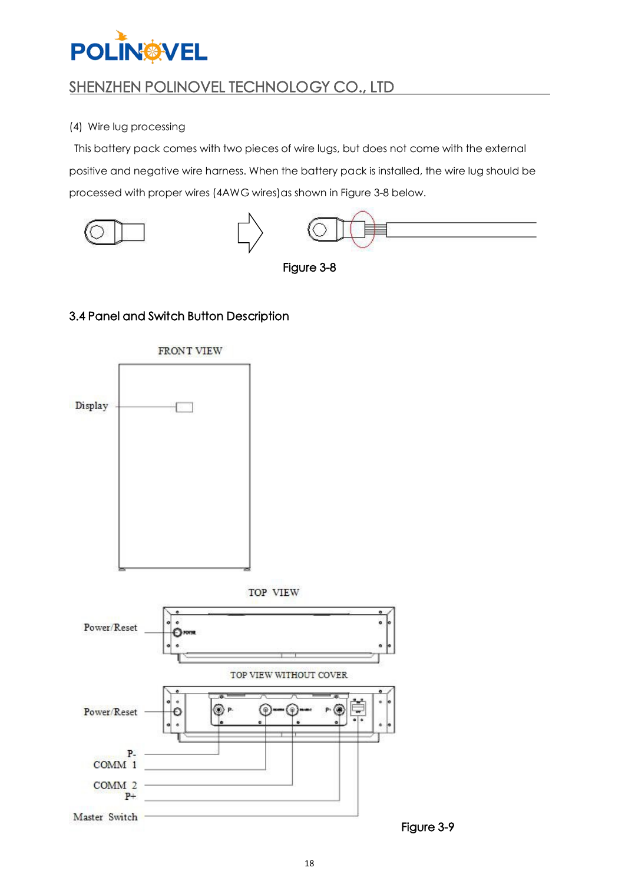(4) Wire lug processing

This battery pack comes with two pieces of wire lugs, but does not come with the external positive and negative wire harness. When the battery pack is installed, the wire lug should be processed with proper wires (4AWG wires)as shown in Figure 3-8 below.

Figure 3-8

### 3.4 Panel and Switch Button Description

FRONT VIEW

Display

TOP VIEW

Power/Reset

TOP VIEW WITHOUT COVER

Power/Reset

P-

COMM 1

COMM 2

P+

Master Switch

Figure 3-9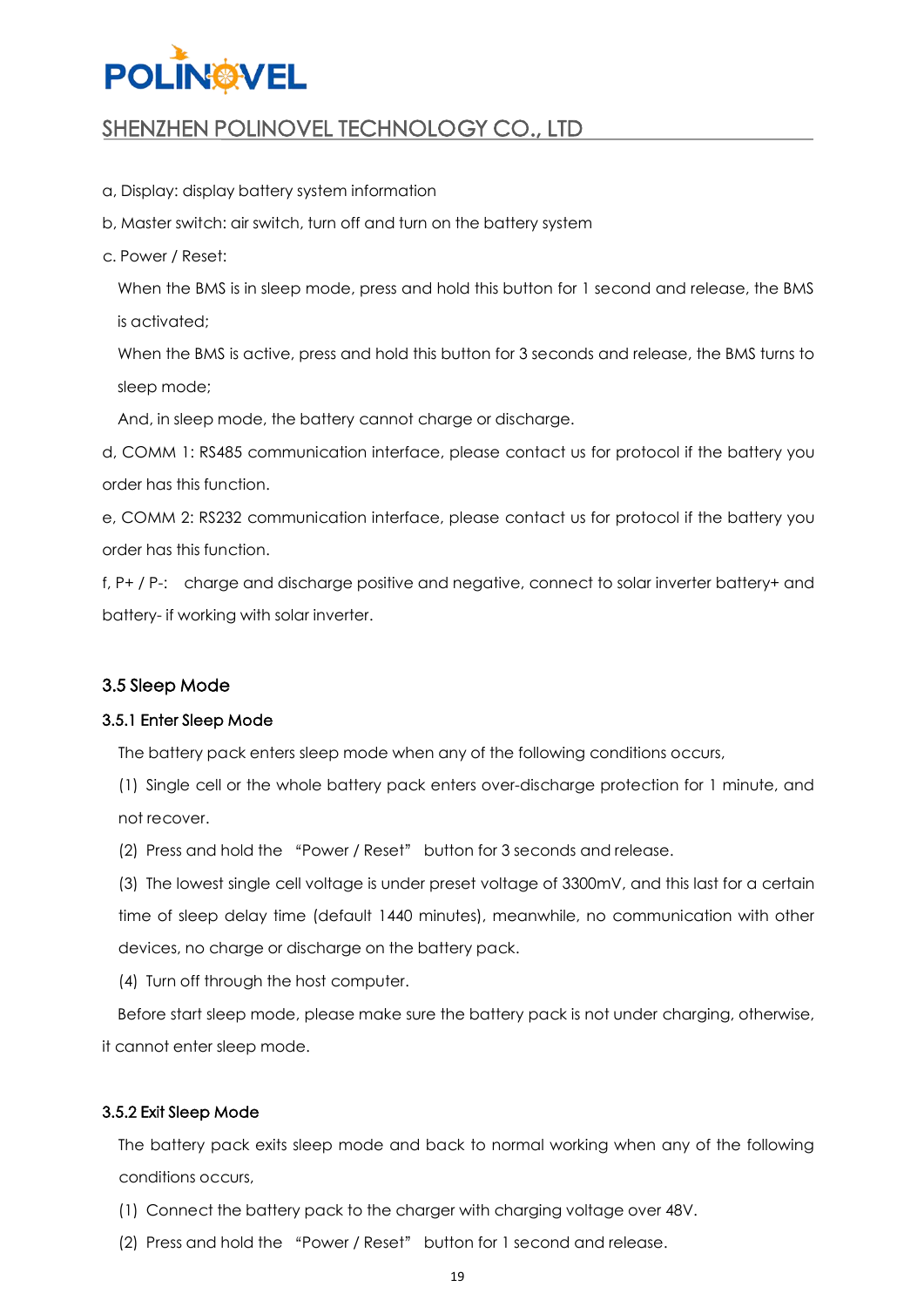a, Display: display battery system information

b, Master switch: air switch, turn off and turn on the battery system

c. Power / Reset:

When the BMS is in sleep mode, press and hold this button for 1 second and release, the BMS is activated;

When the BMS is active, press and hold this button for 3 seconds and release, the BMS turns to sleep mode;

And, in sleep mode, the battery cannot charge or discharge.

d, COMM 1: RS485 communication interface, please contact us for protocol if the battery you order has this function.

e, COMM 2: RS232 communication interface, please contact us for protocol if the battery you order has this function.

f, P+ / P-: charge and discharge positive and negative, connect to solar inverter battery+ and battery- if working with solar inverter.

## 3.5 Sleep Mode

### 3.5.1 Enter Sleep Mode

The battery pack enters sleep mode when any of the following conditions occurs,

(1) Single cell or the whole battery pack enters over-discharge protection for 1 minute, and not recover.

(2) Press and hold the "Power / Reset" button for 3 seconds and release.

(3) The lowest single cell voltage is under preset voltage of 3300mV, and this last for a certain time of sleep delay time (default 1440 minutes), meanwhile, no communication with other devices, no charge or discharge on the battery pack.

(4) Turn off through the host computer.

Before start sleep mode, please make sure the battery pack is not under charging, otherwise, it cannot enter sleep mode.

### 3.5.2 Exit Sleep Mode

The battery pack exits sleep mode and back to normal working when any of the following conditions occurs,

(1) Connect the battery pack to the charger with charging voltage over 48V.

(2) Press and hold the "Power / Reset" button for 1 second and release.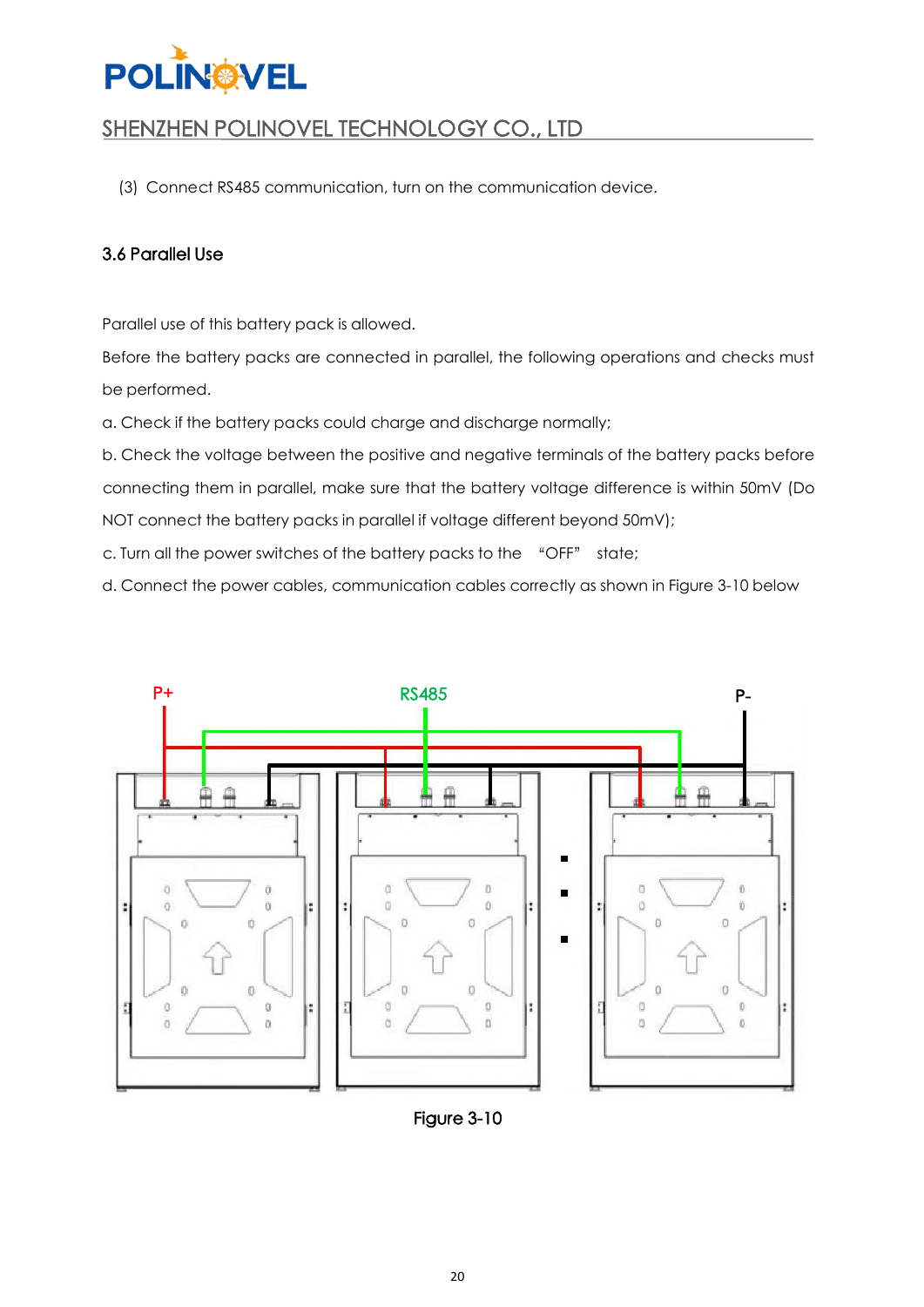(3) Connect RS485 communication, turn on the communication device.

### 3.6 Parallel Use

Parallel use of this battery pack is allowed.

Before the battery packs are connected in parallel, the following operations and checks must be performed.

a. Check if the battery packs could charge and discharge normally;

b. Check the voltage between the positive and negative terminals of the battery packs before connecting them in parallel, make sure that the battery voltage difference is within 50mV (Do NOT connect the battery packs in parallel if voltage different beyond 50mV);

c. Turn all the power switches of the battery packs to the "OFF" state;

d. Connect the power cables, communication cables correctly as shown in Figure 3-10 below

P+ RS485 P-

Figure 3-10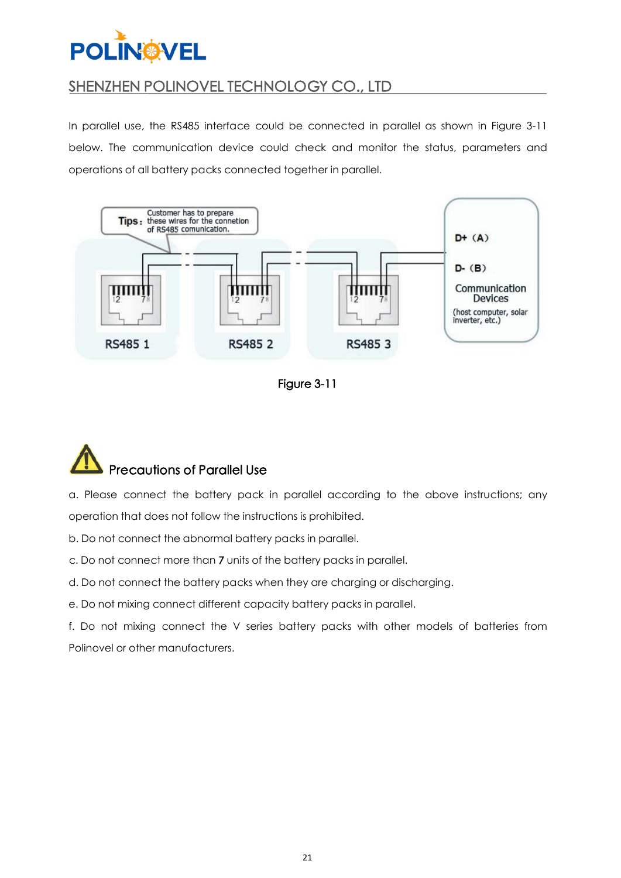In parallel use, the RS485 interface could be connected in parallel as shown in Figure 3-11 below. The communication device could check and monitor the status, parameters and operations of all battery packs connected together in parallel.

Figure 3-11

## Precautions of Parallel Use

a. Please connect the battery pack in parallel according to the above instructions; any operation that does not follow the instructions is prohibited.

b. Do not connect the abnormal battery packs in parallel.

c. Do not connect more than **7** units of the battery packs in parallel.

d. Do not connect the battery packs when they are charging or discharging.

e. Do not mixing connect different capacity battery packs in parallel.

f. Do not mixing connect the V series battery packs with other models of batteries from Polinovel or other manufacturers.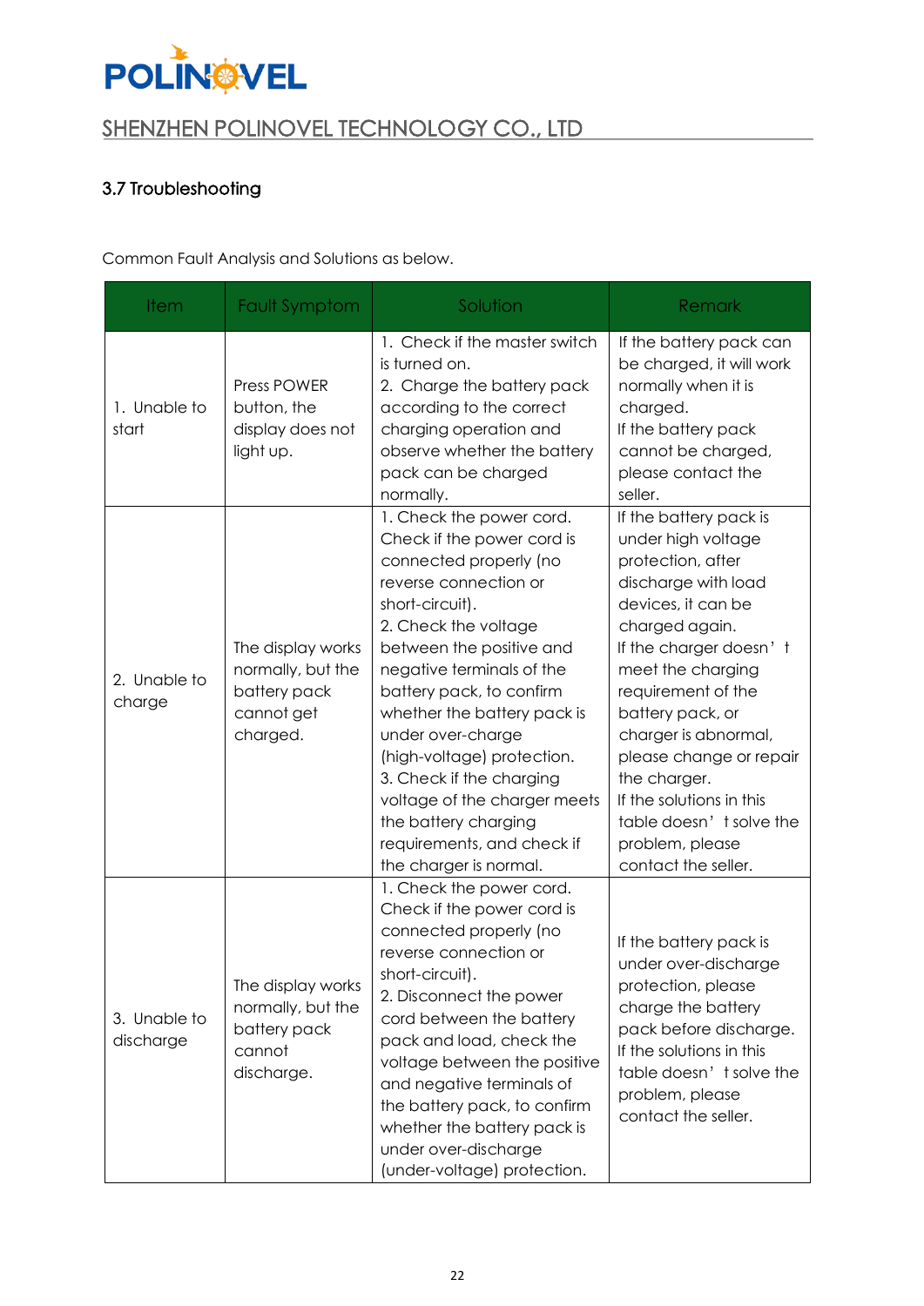### 3.7 Troubleshooting

Common Fault Analysis and Solutions as below.

| Item | Fault Symptom | Solution | Remark |
|---|---|---|---|
| 1. Unable to start | Press POWER button, the display does not light up. | 1. Check if the master switch is turned on.<br>2. Charge the battery pack according to the correct charging operation and observe whether the battery pack can be charged normally. | If the battery pack can be charged, it will work normally when it is charged.<br>If the battery pack cannot be charged, please contact the seller. |
| 2. Unable to charge | The display works normally, but the battery pack cannot get charged. | 1. Check the power cord. Check if the power cord is connected properly (no reverse connection or short-circuit).<br>2. Check the voltage between the positive and negative terminals of the battery pack, to confirm whether the battery pack is under over-charge (high-voltage) protection.<br>3. Check if the charging voltage of the charger meets the battery charging requirements, and check if the charger is normal. | If the battery pack is under high voltage protection, after discharge with load devices, it can be charged again.<br>If the charger doesn't meet the charging requirement of the battery pack, or charger is abnormal, please change or repair the charger.<br>If the solutions in this table doesn't solve the problem, please contact the seller. |
| 3. Unable to discharge | The display works normally, but the battery pack cannot discharge. | 1. Check the power cord. Check if the power cord is connected properly (no reverse connection or short-circuit).<br>2. Disconnect the power cord between the battery pack and load, check the voltage between the positive and negative terminals of the battery pack, to confirm whether the battery pack is under over-discharge (under-voltage) protection. | If the battery pack is under over-discharge protection, please charge the battery pack before discharge.<br>If the solutions in this table doesn't solve the problem, please contact the seller. |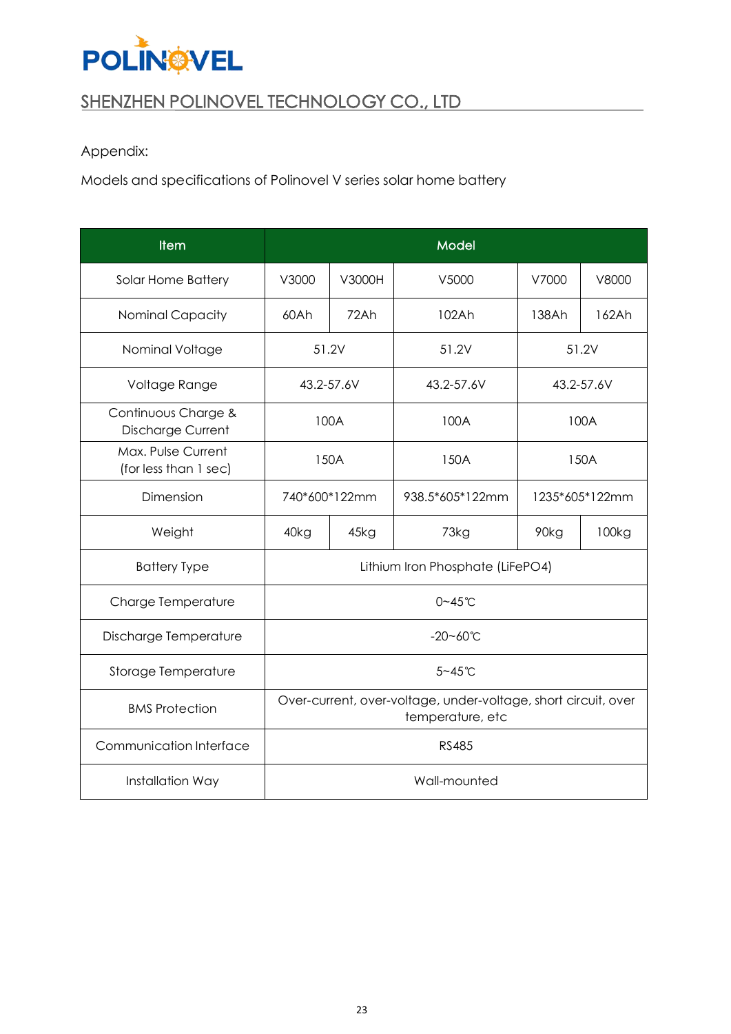# POLINOVEL

## SHENZHEN POLINOVEL TECHNOLOGY CO., LTD

Appendix:

Models and specifications of Polinovel V series solar home battery

| Item | Model | | | | |
|---|---|---|---|---|---|
| Solar Home Battery | V3000 | V3000H | V5000 | V7000 | V8000 |
| Nominal Capacity | 60Ah | 72Ah | 102Ah | 138Ah | 162Ah |
| Nominal Voltage | 51.2V | | 51.2V | 51.2V | |
| Voltage Range | 43.2-57.6V | | 43.2-57.6V | 43.2-57.6V | |
| Continuous Charge & Discharge Current | 100A | | 100A | 100A | |
| Max. Pulse Current (for less than 1 sec) | 150A | | 150A | 150A | |
| Dimension | 740*600*122mm | | 938.5*605*122mm | 1235*605*122mm | |
| Weight | 40kg | 45kg | 73kg | 90kg | 100kg |
| Battery Type | Lithium Iron Phosphate (LiFePO4) | | | | |
| Charge Temperature | 0~45℃ | | | | |
| Discharge Temperature | -20~60℃ | | | | |
| Storage Temperature | 5~45℃ | | | | |
| BMS Protection | Over-current, over-voltage, under-voltage, short circuit, over temperature, etc | | | | |
| Communication Interface | RS485 | | | | |
| Installation Way | Wall-mounted | | | | |